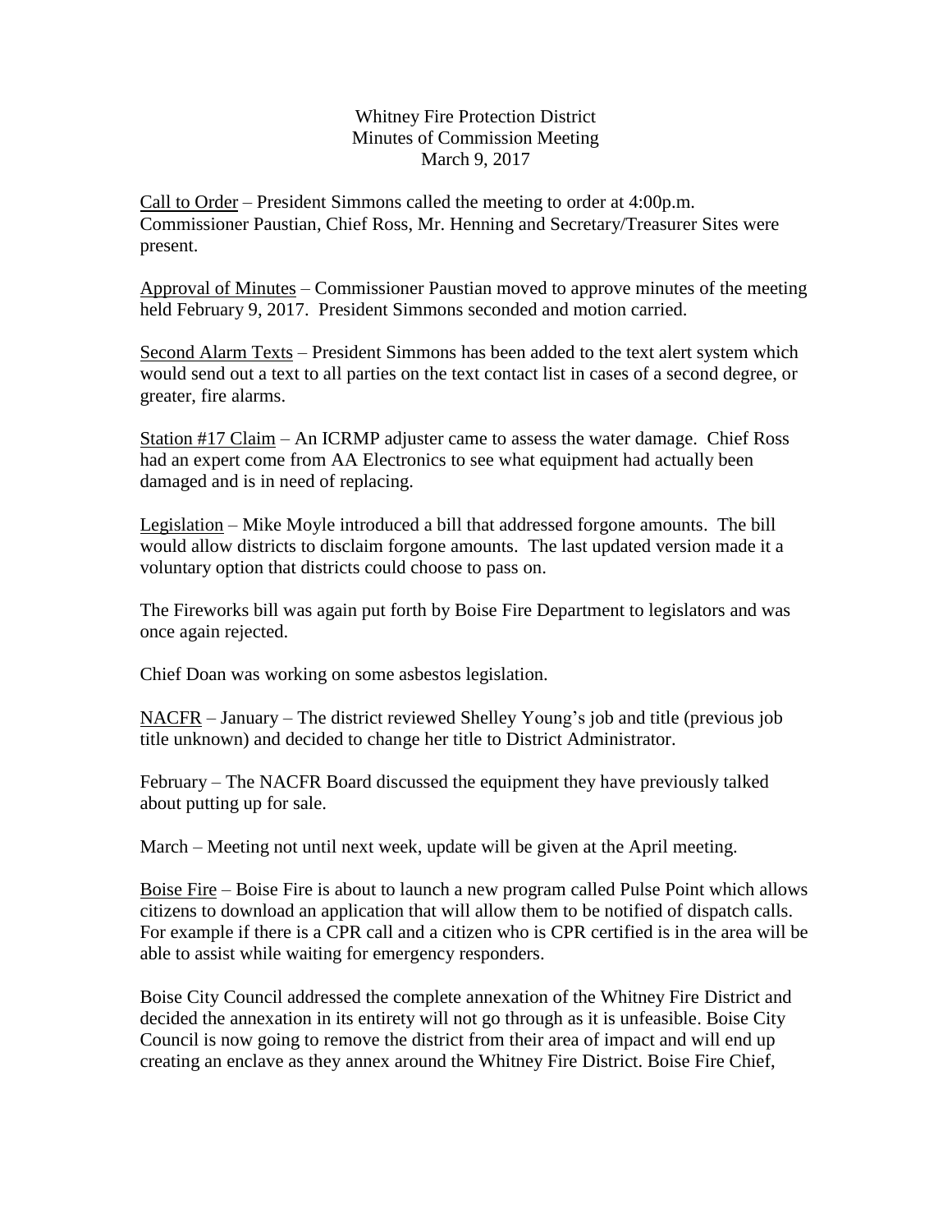Whitney Fire Protection District
Minutes of Commission Meeting
March 9, 2017

Call to Order – President Simmons called the meeting to order at 4:00p.m. Commissioner Paustian, Chief Ross, Mr. Henning and Secretary/Treasurer Sites were present.

Approval of Minutes – Commissioner Paustian moved to approve minutes of the meeting held February 9, 2017. President Simmons seconded and motion carried.

Second Alarm Texts – President Simmons has been added to the text alert system which would send out a text to all parties on the text contact list in cases of a second degree, or greater, fire alarms.

Station #17 Claim – An ICRMP adjuster came to assess the water damage. Chief Ross had an expert come from AA Electronics to see what equipment had actually been damaged and is in need of replacing.

Legislation – Mike Moyle introduced a bill that addressed forgone amounts. The bill would allow districts to disclaim forgone amounts. The last updated version made it a voluntary option that districts could choose to pass on.

The Fireworks bill was again put forth by Boise Fire Department to legislators and was once again rejected.

Chief Doan was working on some asbestos legislation.

NACFR – January – The district reviewed Shelley Young's job and title (previous job title unknown) and decided to change her title to District Administrator.

February – The NACFR Board discussed the equipment they have previously talked about putting up for sale.

March – Meeting not until next week, update will be given at the April meeting.

Boise Fire – Boise Fire is about to launch a new program called Pulse Point which allows citizens to download an application that will allow them to be notified of dispatch calls. For example if there is a CPR call and a citizen who is CPR certified is in the area will be able to assist while waiting for emergency responders.

Boise City Council addressed the complete annexation of the Whitney Fire District and decided the annexation in its entirety will not go through as it is unfeasible. Boise City Council is now going to remove the district from their area of impact and will end up creating an enclave as they annex around the Whitney Fire District. Boise Fire Chief,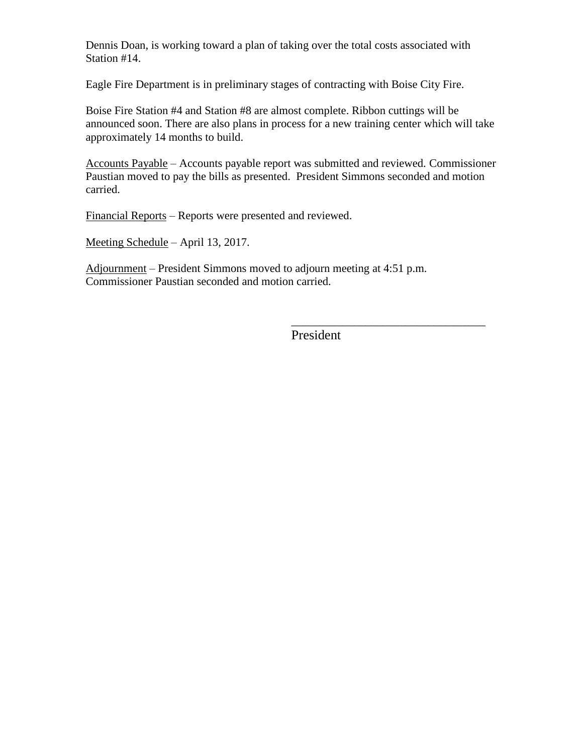Dennis Doan, is working toward a plan of taking over the total costs associated with Station #14.

Eagle Fire Department is in preliminary stages of contracting with Boise City Fire.

Boise Fire Station #4 and Station #8 are almost complete. Ribbon cuttings will be announced soon. There are also plans in process for a new training center which will take approximately 14 months to build.

<u>Accounts Payable</u> – Accounts payable report was submitted and reviewed. Commissioner Paustian moved to pay the bills as presented. President Simmons seconded and motion carried.

<u>Financial Reports</u> – Reports were presented and reviewed.

<u>Meeting Schedule</u> – April 13, 2017.

<u>Adjournment</u> – President Simmons moved to adjourn meeting at 4:51 p.m. Commissioner Paustian seconded and motion carried.

\_\_\_\_\_\_\_\_\_\_\_\_\_\_\_\_\_\_\_\_\_\_\_\_\_\_\_\_\_\_\_\_\_
President